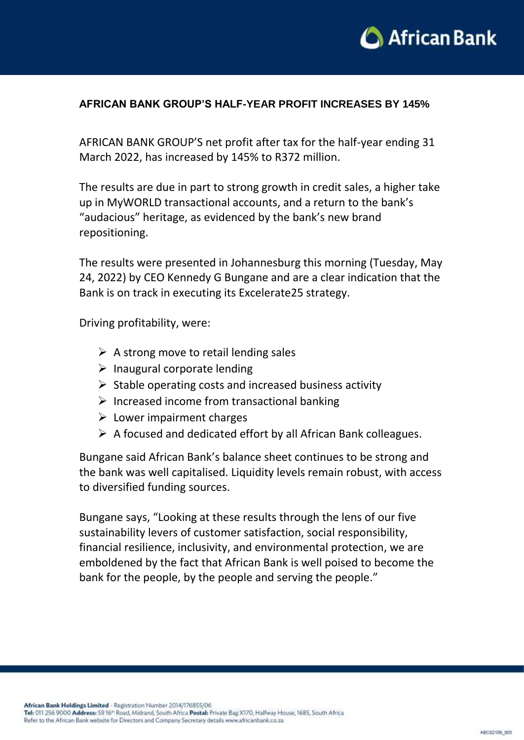# AFRICAN BANK GROUP'S HALF-YEAR PROFIT INCREASES BY 145%

AFRICAN BANK GROUP'S net profit after tax for the half-year ending 31 March 2022, has increased by 145% to R372 million.

The results are due in part to strong growth in credit sales, a higher take up in MyWORLD transactional accounts, and a return to the bank's "audacious" heritage, as evidenced by the bank's new brand repositioning.

The results were presented in Johannesburg this morning (Tuesday, May 24, 2022) by CEO Kennedy G Bungane and are a clear indication that the Bank is on track in executing its Excelerate25 strategy.

Driving profitability, were:

- A strong move to retail lending sales
- Inaugural corporate lending
- Stable operating costs and increased business activity
- Increased income from transactional banking
- Lower impairment charges
- A focused and dedicated effort by all African Bank colleagues.

Bungane said African Bank's balance sheet continues to be strong and the bank was well capitalised. Liquidity levels remain robust, with access to diversified funding sources.

Bungane says, "Looking at these results through the lens of our five sustainability levers of customer satisfaction, social responsibility, financial resilience, inclusivity, and environmental protection, we are emboldened by the fact that African Bank is well poised to become the bank for the people, by the people and serving the people."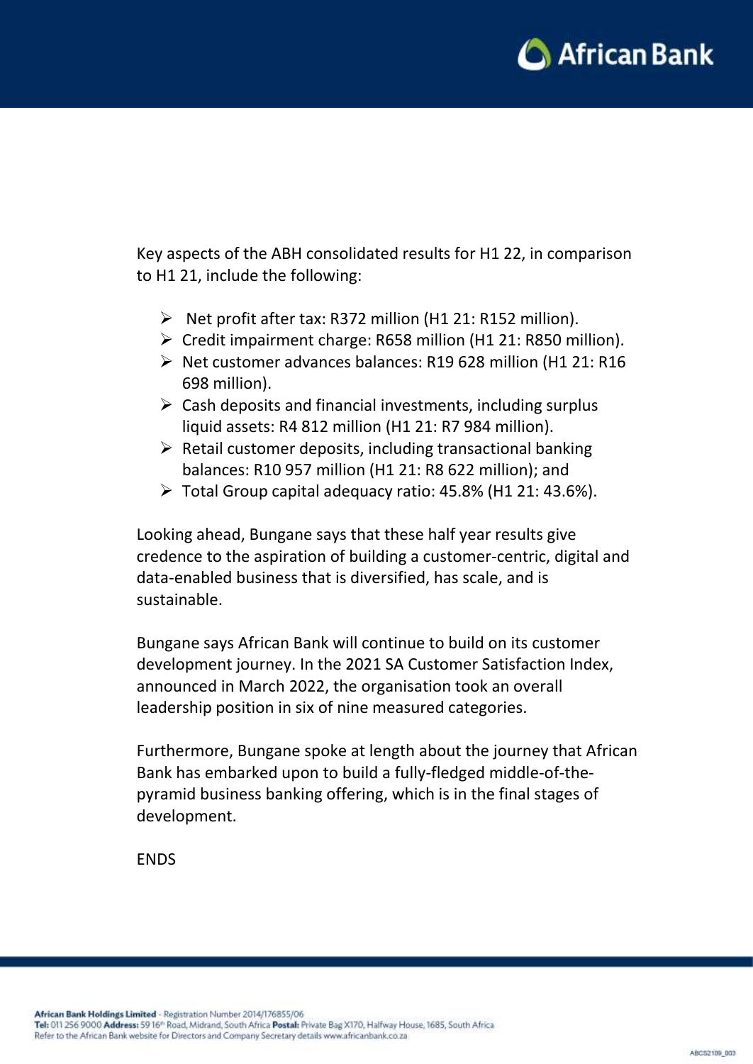Key aspects of the ABH consolidated results for H1 22, in comparison to H1 21, include the following:

- Net profit after tax: R372 million (H1 21: R152 million).
- Credit impairment charge: R658 million (H1 21: R850 million).
- Net customer advances balances: R19 628 million (H1 21: R16 698 million).
- Cash deposits and financial investments, including surplus liquid assets: R4 812 million (H1 21: R7 984 million).
- Retail customer deposits, including transactional banking balances: R10 957 million (H1 21: R8 622 million); and
- Total Group capital adequacy ratio: 45.8% (H1 21: 43.6%).

Looking ahead, Bungane says that these half year results give credence to the aspiration of building a customer-centric, digital and data-enabled business that is diversified, has scale, and is sustainable.

Bungane says African Bank will continue to build on its customer development journey. In the 2021 SA Customer Satisfaction Index, announced in March 2022, the organisation took an overall leadership position in six of nine measured categories.

Furthermore, Bungane spoke at length about the journey that African Bank has embarked upon to build a fully-fledged middle-of-the-pyramid business banking offering, which is in the final stages of development.

ENDS